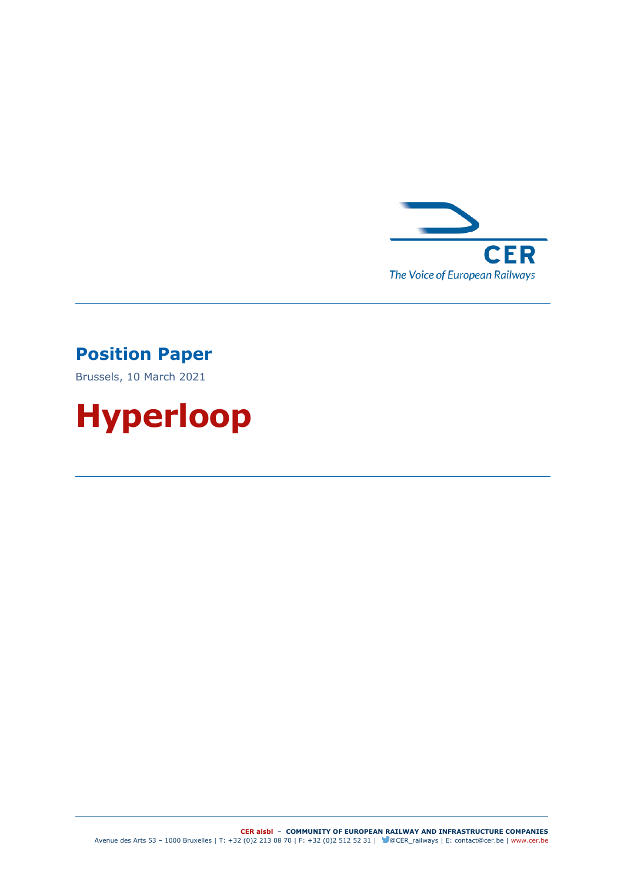CER

The Voice of European Railways

## Position Paper

Brussels, 10 March 2021

# Hyperloop

**CER aisbl – COMMUNITY OF EUROPEAN RAILWAY AND INFRASTRUCTURE COMPANIES**
Avenue des Arts 53 – 1000 Bruxelles | T: +32 (0)2 213 08 70 | F: +32 (0)2 512 52 31 | @CER_railways | E: contact@cer.be | www.cer.be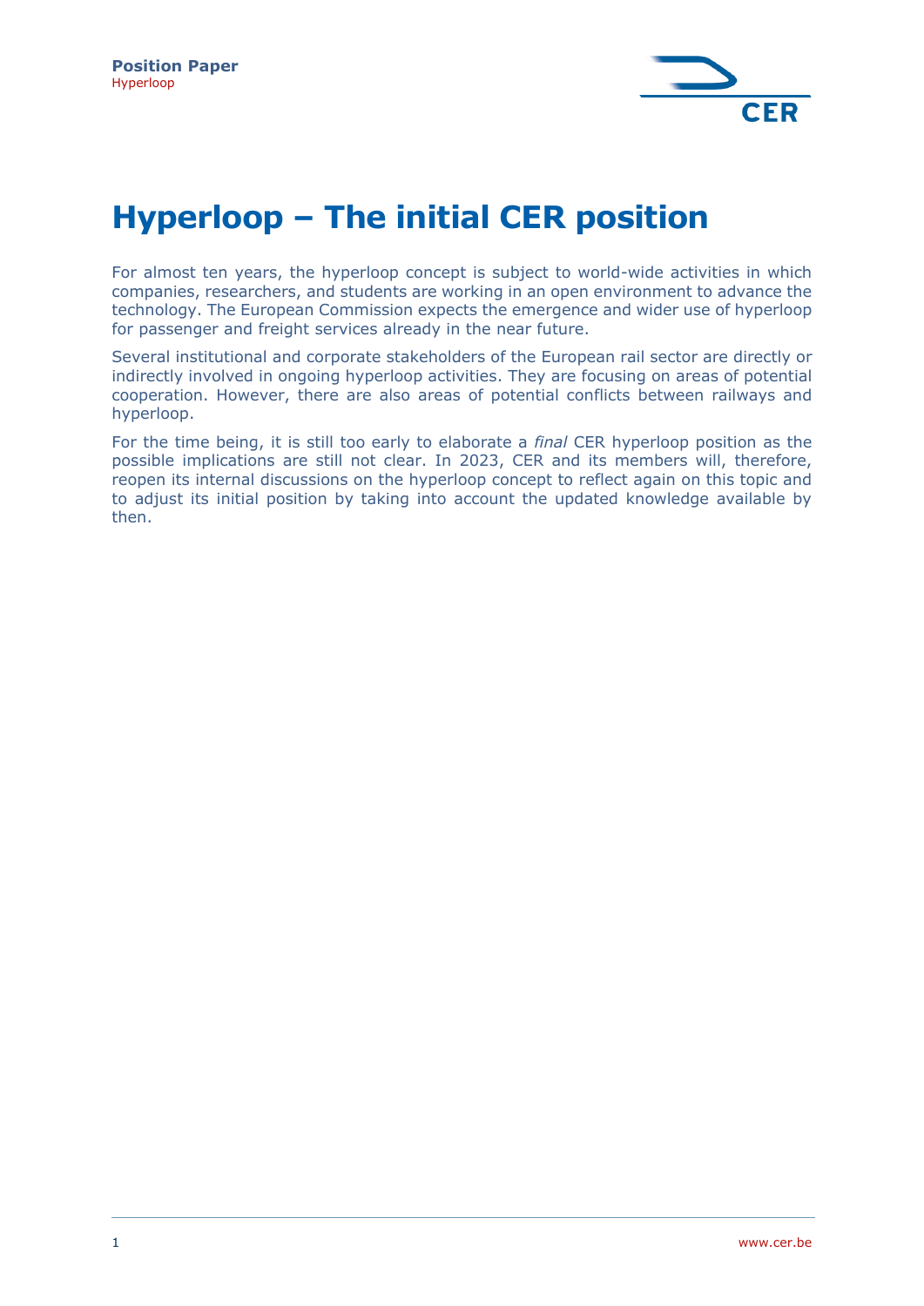# Hyperloop – The initial CER position

For almost ten years, the hyperloop concept is subject to world-wide activities in which companies, researchers, and students are working in an open environment to advance the technology. The European Commission expects the emergence and wider use of hyperloop for passenger and freight services already in the near future.

Several institutional and corporate stakeholders of the European rail sector are directly or indirectly involved in ongoing hyperloop activities. They are focusing on areas of potential cooperation. However, there are also areas of potential conflicts between railways and hyperloop.

For the time being, it is still too early to elaborate a *final* CER hyperloop position as the possible implications are still not clear. In 2023, CER and its members will, therefore, reopen its internal discussions on the hyperloop concept to reflect again on this topic and to adjust its initial position by taking into account the updated knowledge available by then.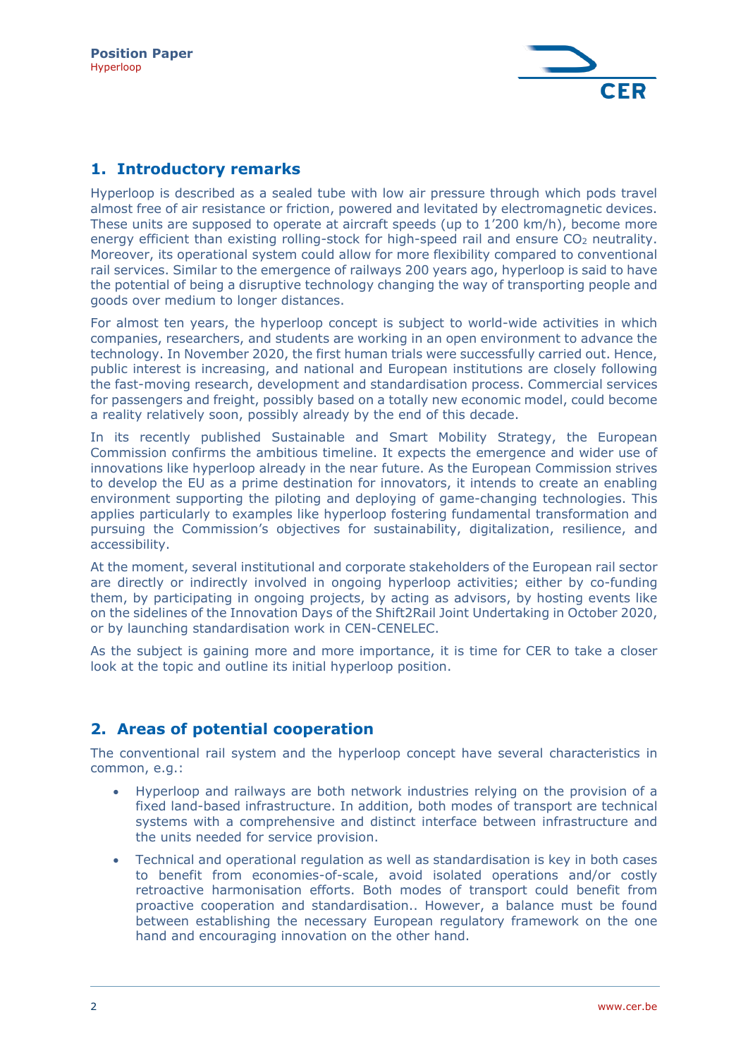## 1. Introductory remarks

Hyperloop is described as a sealed tube with low air pressure through which pods travel almost free of air resistance or friction, powered and levitated by electromagnetic devices. These units are supposed to operate at aircraft speeds (up to 1’200 km/h), become more energy efficient than existing rolling-stock for high-speed rail and ensure $CO_2$ neutrality. Moreover, its operational system could allow for more flexibility compared to conventional rail services. Similar to the emergence of railways 200 years ago, hyperloop is said to have the potential of being a disruptive technology changing the way of transporting people and goods over medium to longer distances.

For almost ten years, the hyperloop concept is subject to world-wide activities in which companies, researchers, and students are working in an open environment to advance the technology. In November 2020, the first human trials were successfully carried out. Hence, public interest is increasing, and national and European institutions are closely following the fast-moving research, development and standardisation process. Commercial services for passengers and freight, possibly based on a totally new economic model, could become a reality relatively soon, possibly already by the end of this decade.

In its recently published Sustainable and Smart Mobility Strategy, the European Commission confirms the ambitious timeline. It expects the emergence and wider use of innovations like hyperloop already in the near future. As the European Commission strives to develop the EU as a prime destination for innovators, it intends to create an enabling environment supporting the piloting and deploying of game-changing technologies. This applies particularly to examples like hyperloop fostering fundamental transformation and pursuing the Commission’s objectives for sustainability, digitalization, resilience, and accessibility.

At the moment, several institutional and corporate stakeholders of the European rail sector are directly or indirectly involved in ongoing hyperloop activities; either by co-funding them, by participating in ongoing projects, by acting as advisors, by hosting events like on the sidelines of the Innovation Days of the Shift2Rail Joint Undertaking in October 2020, or by launching standardisation work in CEN-CENELEC.

As the subject is gaining more and more importance, it is time for CER to take a closer look at the topic and outline its initial hyperloop position.

## 2. Areas of potential cooperation

The conventional rail system and the hyperloop concept have several characteristics in common, e.g.:

- Hyperloop and railways are both network industries relying on the provision of a fixed land-based infrastructure. In addition, both modes of transport are technical systems with a comprehensive and distinct interface between infrastructure and the units needed for service provision.
- Technical and operational regulation as well as standardisation is key in both cases to benefit from economies-of-scale, avoid isolated operations and/or costly retroactive harmonisation efforts. Both modes of transport could benefit from proactive cooperation and standardisation.. However, a balance must be found between establishing the necessary European regulatory framework on the one hand and encouraging innovation on the other hand.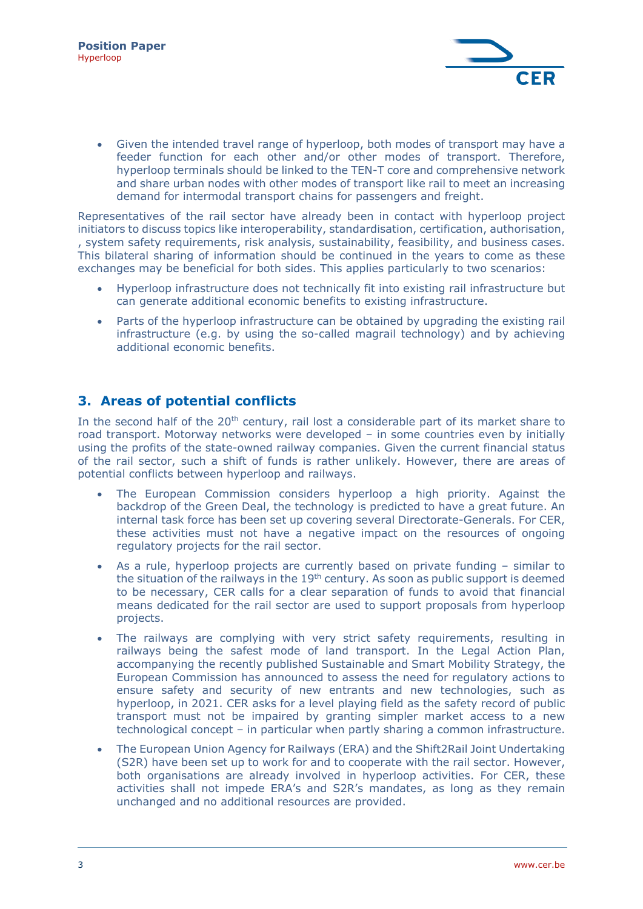- Given the intended travel range of hyperloop, both modes of transport may have a feeder function for each other and/or other modes of transport. Therefore, hyperloop terminals should be linked to the TEN-T core and comprehensive network and share urban nodes with other modes of transport like rail to meet an increasing demand for intermodal transport chains for passengers and freight.

Representatives of the rail sector have already been in contact with hyperloop project initiators to discuss topics like interoperability, standardisation, certification, authorisation, , system safety requirements, risk analysis, sustainability, feasibility, and business cases. This bilateral sharing of information should be continued in the years to come as these exchanges may be beneficial for both sides. This applies particularly to two scenarios:

- Hyperloop infrastructure does not technically fit into existing rail infrastructure but can generate additional economic benefits to existing infrastructure.
- Parts of the hyperloop infrastructure can be obtained by upgrading the existing rail infrastructure (e.g. by using the so-called magrail technology) and by achieving additional economic benefits.

## 3. Areas of potential conflicts

In the second half of the 20th century, rail lost a considerable part of its market share to road transport. Motorway networks were developed – in some countries even by initially using the profits of the state-owned railway companies. Given the current financial status of the rail sector, such a shift of funds is rather unlikely. However, there are areas of potential conflicts between hyperloop and railways.

- The European Commission considers hyperloop a high priority. Against the backdrop of the Green Deal, the technology is predicted to have a great future. An internal task force has been set up covering several Directorate-Generals. For CER, these activities must not have a negative impact on the resources of ongoing regulatory projects for the rail sector.
- As a rule, hyperloop projects are currently based on private funding – similar to the situation of the railways in the 19th century. As soon as public support is deemed to be necessary, CER calls for a clear separation of funds to avoid that financial means dedicated for the rail sector are used to support proposals from hyperloop projects.
- The railways are complying with very strict safety requirements, resulting in railways being the safest mode of land transport. In the Legal Action Plan, accompanying the recently published Sustainable and Smart Mobility Strategy, the European Commission has announced to assess the need for regulatory actions to ensure safety and security of new entrants and new technologies, such as hyperloop, in 2021. CER asks for a level playing field as the safety record of public transport must not be impaired by granting simpler market access to a new technological concept – in particular when partly sharing a common infrastructure.
- The European Union Agency for Railways (ERA) and the Shift2Rail Joint Undertaking (S2R) have been set up to work for and to cooperate with the rail sector. However, both organisations are already involved in hyperloop activities. For CER, these activities shall not impede ERA's and S2R's mandates, as long as they remain unchanged and no additional resources are provided.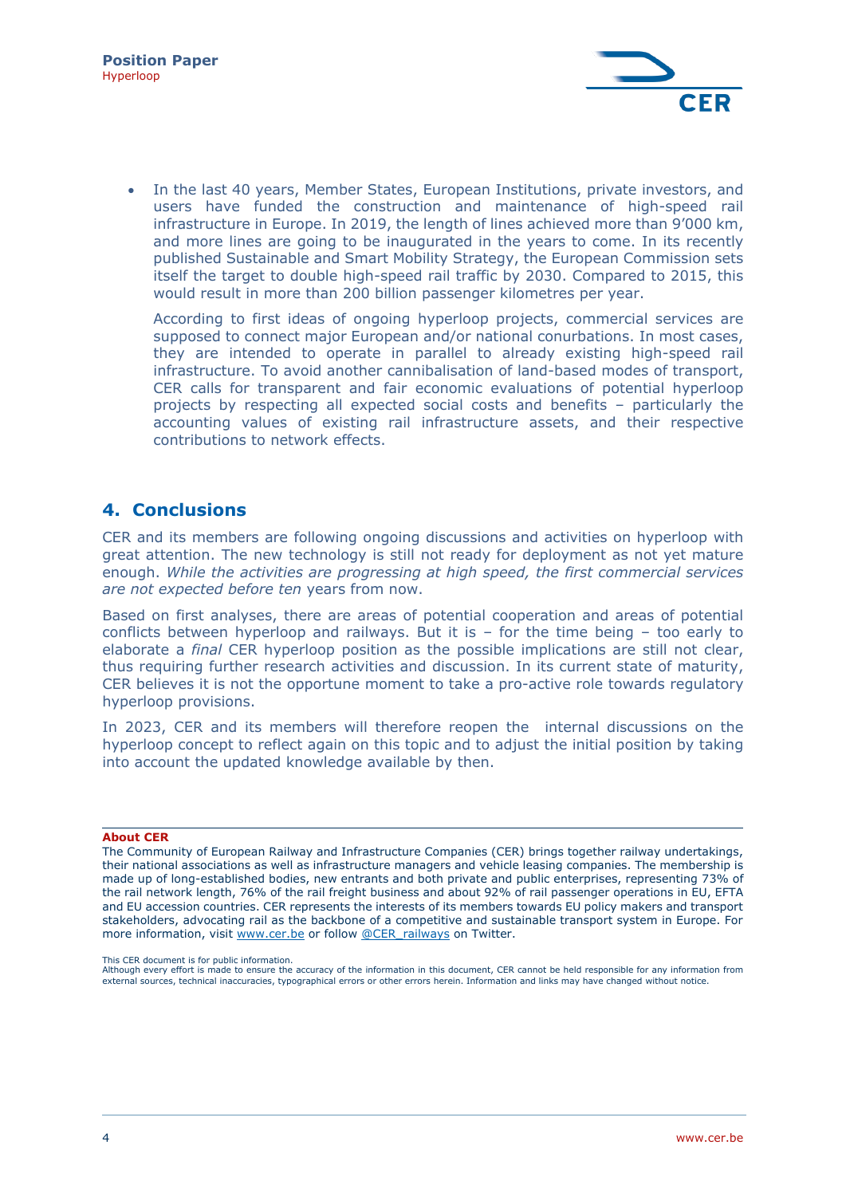- In the last 40 years, Member States, European Institutions, private investors, and users have funded the construction and maintenance of high-speed rail infrastructure in Europe. In 2019, the length of lines achieved more than 9'000 km, and more lines are going to be inaugurated in the years to come. In its recently published Sustainable and Smart Mobility Strategy, the European Commission sets itself the target to double high-speed rail traffic by 2030. Compared to 2015, this would result in more than 200 billion passenger kilometres per year.

  According to first ideas of ongoing hyperloop projects, commercial services are supposed to connect major European and/or national conurbations. In most cases, they are intended to operate in parallel to already existing high-speed rail infrastructure. To avoid another cannibalisation of land-based modes of transport, CER calls for transparent and fair economic evaluations of potential hyperloop projects by respecting all expected social costs and benefits – particularly the accounting values of existing rail infrastructure assets, and their respective contributions to network effects.

## 4. Conclusions

CER and its members are following ongoing discussions and activities on hyperloop with great attention. The new technology is still not ready for deployment as not yet mature enough. *While the activities are progressing at high speed, the first commercial services are not expected before ten* years from now.

Based on first analyses, there are areas of potential cooperation and areas of potential conflicts between hyperloop and railways. But it is – for the time being – too early to elaborate a *final* CER hyperloop position as the possible implications are still not clear, thus requiring further research activities and discussion. In its current state of maturity, CER believes it is not the opportune moment to take a pro-active role towards regulatory hyperloop provisions.

In 2023, CER and its members will therefore reopen the internal discussions on the hyperloop concept to reflect again on this topic and to adjust the initial position by taking into account the updated knowledge available by then.

---

**About CER**

The Community of European Railway and Infrastructure Companies (CER) brings together railway undertakings, their national associations as well as infrastructure managers and vehicle leasing companies. The membership is made up of long-established bodies, new entrants and both private and public enterprises, representing 73% of the rail network length, 76% of the rail freight business and about 92% of rail passenger operations in EU, EFTA and EU accession countries. CER represents the interests of its members towards EU policy makers and transport stakeholders, advocating rail as the backbone of a competitive and sustainable transport system in Europe. For more information, visit [www.cer.be](http://www.cer.be) or follow [@CER_railways](https://twitter.com/CER_railways) on Twitter.

This CER document is for public information.
Although every effort is made to ensure the accuracy of the information in this document, CER cannot be held responsible for any information from external sources, technical inaccuracies, typographical errors or other errors herein. Information and links may have changed without notice.